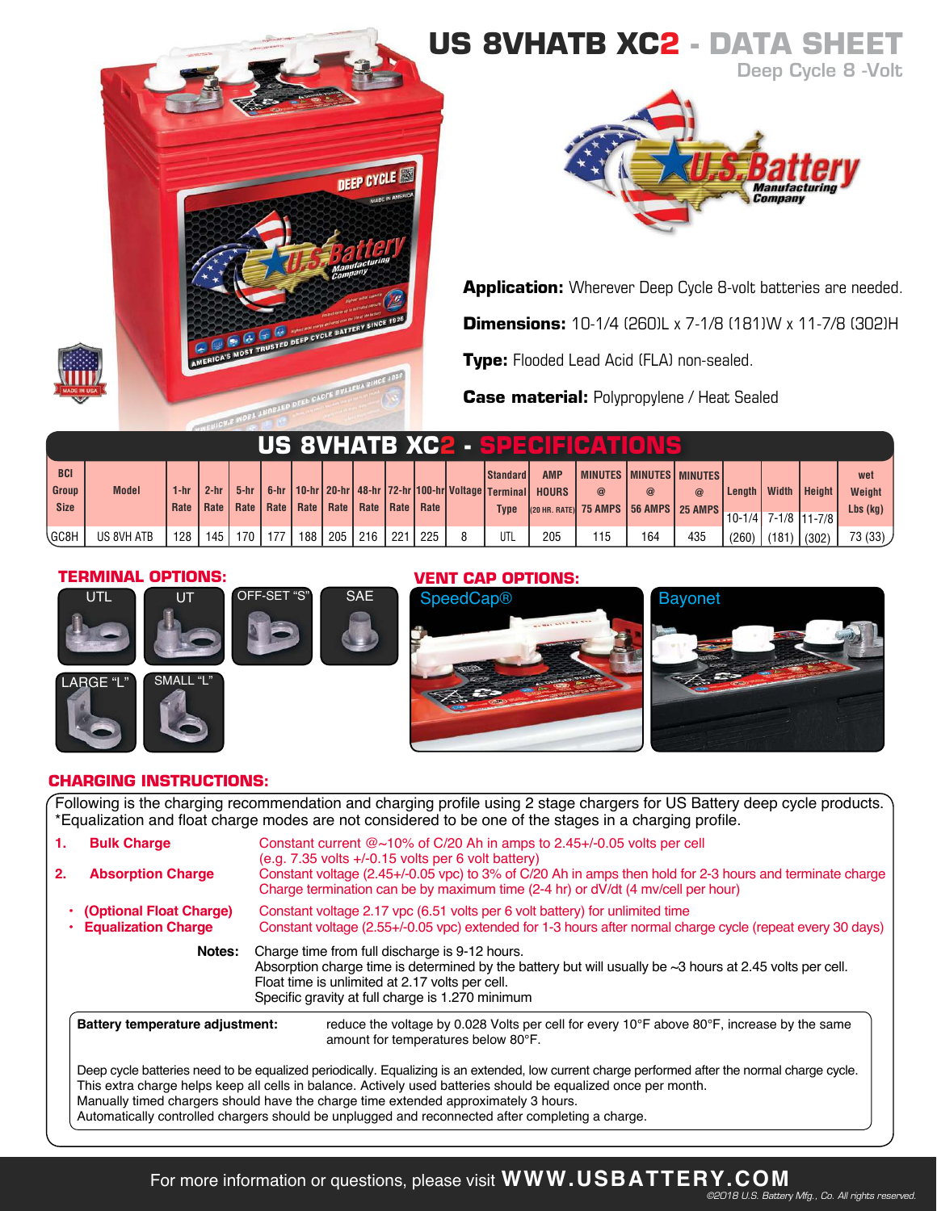# US 8VHATB XC2 - DATA SHEET

Deep Cycle 8 -Volt

**Application:** Wherever Deep Cycle 8-volt batteries are needed.

**Dimensions:** 10-1/4 (260)L x 7-1/8 (181)W x 11-7/8 (302)H

**Type:** Flooded Lead Acid (FLA) non-sealed.

**Case material:** Polypropylene / Heat Sealed

## US 8VHATB XC2 - SPECIFICATIONS

| BCI Group Size | Model | 1-hr Rate | 2-hr Rate | 5-hr Rate | 6-hr Rate | 10-hr Rate | 20-hr Rate | 48-hr Rate | 72-hr Rate | 100-hr Rate | Voltage | Standard Terminal Type | AMP HOURS (20 HR. RATE) | MINUTES @ 75 AMPS | MINUTES @ 56 AMPS | MINUTES @ 25 AMPS | Length 10-1/4 | Width 7-1/8 | Height 11-7/8 | wet Weight Lbs (kg) |
|---|---|---|---|---|---|---|---|---|---|---|---|---|---|---|---|---|---|---|---|---|
| GC8H | US 8VH ATB | 128 | 145 | 170 | 177 | 188 | 205 | 216 | 221 | 225 | 8 | UTL | 205 | 115 | 164 | 435 | (260) | (181) | (302) | 73 (33) |

## TERMINAL OPTIONS:

UTL, UT, OFF-SET "S", SAE, LARGE "L", SMALL "L"

## VENT CAP OPTIONS:

SpeedCap®, Bayonet

## CHARGING INSTRUCTIONS:

Following is the charging recommendation and charging profile using 2 stage chargers for US Battery deep cycle products.
*Equalization and float charge modes are not considered to be one of the stages in a charging profile.

1. **Bulk Charge** — Constant current @~10% of C/20 Ah in amps to 2.45+/-0.05 volts per cell (e.g. 7.35 volts +/-0.15 volts per 6 volt battery)
2. **Absorption Charge** — Constant voltage (2.45+/-0.05 vpc) to 3% of C/20 Ah in amps then hold for 2-3 hours and terminate charge. Charge termination can be by maximum time (2-4 hr) or dV/dt (4 mv/cell per hour)

- **(Optional Float Charge)** — Constant voltage 2.17 vpc (6.51 volts per 6 volt battery) for unlimited time
- **Equalization Charge** — Constant voltage (2.55+/-0.05 vpc) extended for 1-3 hours after normal charge cycle (repeat every 30 days)

**Notes:** Charge time from full discharge is 9-12 hours.
Absorption charge time is determined by the battery but will usually be ~3 hours at 2.45 volts per cell.
Float time is unlimited at 2.17 volts per cell.
Specific gravity at full charge is 1.270 minimum

**Battery temperature adjustment:** reduce the voltage by 0.028 Volts per cell for every 10°F above 80°F, increase by the same amount for temperatures below 80°F.

Deep cycle batteries need to be equalized periodically. Equalizing is an extended, low current charge performed after the normal charge cycle. This extra charge helps keep all cells in balance. Actively used batteries should be equalized once per month.
Manually timed chargers should have the charge time extended approximately 3 hours.
Automatically controlled chargers should be unplugged and reconnected after completing a charge.

For more information or questions, please visit **WWW.USBATTERY.COM**

©2018 U.S. Battery Mfg., Co. All rights reserved.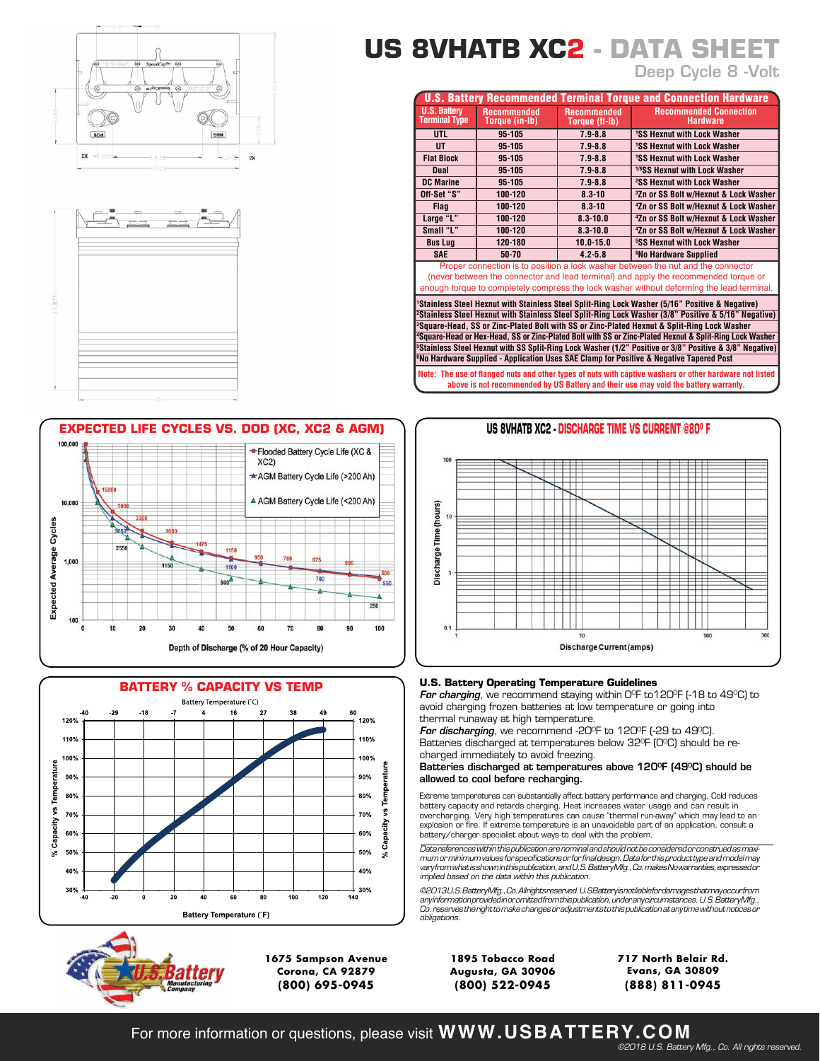# US 8VHATB XC2 - DATA SHEET

## Deep Cycle 8 -Volt

### U.S. Battery Recommended Terminal Torque and Connection Hardware

| U.S. Battery Terminal Type | Recommended Torque (in-lb) | Recommended Torque (ft-lb) | Recommended Connection Hardware |
|---|---|---|---|
| UTL | 95-105 | 7.9-8.8 | [1]SS Hexnut with Lock Washer |
| UT | 95-105 | 7.9-8.8 | [1]SS Hexnut with Lock Washer |
| Flat Block | 95-105 | 7.9-8.8 | [1]SS Hexnut with Lock Washer |
| Dual | 95-105 | 7.9-8.8 | [1/6]SS Hexnut with Lock Washer |
| DC Marine | 95-105 | 7.9-8.8 | [2]SS Hexnut with Lock Washer |
| Off-Set "S" | 100-120 | 8.3-10 | [3]Zn or SS Bolt w/Hexnut & Lock Washer |
| Flag | 100-120 | 8.3-10 | [4]Zn or SS Bolt w/Hexnut & Lock Washer |
| Large "L" | 100-120 | 8.3-10.0 | [4]Zn or SS Bolt w/Hexnut & Lock Washer |
| Small "L" | 100-120 | 8.3-10.0 | [4]Zn or SS Bolt w/Hexnut & Lock Washer |
| Bus Lug | 120-180 | 10.0-15.0 | [5]SS Hexnut with Lock Washer |
| SAE | 50-70 | 4.2-5.8 | [6]No Hardware Supplied |

Proper connection is to position a lock washer between the nut and the connector (never between the connector and lead terminal) and apply the recommended torque or enough torque to completely compress the lock washer without deforming the lead terminal.

[1]Stainless Steel Hexnut with Stainless Steel Split-Ring Lock Washer (5/16" Positive & Negative)
[2]Stainless Steel Hexnut with Stainless Steel Split-Ring Lock Washer (3/8" Positive & 5/16" Negative)
[3]Square-Head, SS or Zinc-Plated Bolt with SS or Zinc-Plated Hexnut & Split-Ring Lock Washer
[4]Square-Head or Hex-Head, SS or Zinc-Plated Bolt with SS or Zinc-Plated Hexnut & Split-Ring Lock Washer
[5]Stainless Steel Hexnut with SS Split-Ring Lock Washer (1/2" Positive or 3/8" Positive & 3/8" Negative)
[6]No Hardware Supplied - Application Uses SAE Clamp for Positive & Negative Tapered Post

Note: The use of flanged nuts and other types of nuts with captive washers or other hardware not listed above is not recommended by US Battery and their use may void the battery warranty.

### EXPECTED LIFE CYCLES VS. DOD (XC, XC2 & AGM)

Flooded Battery Cycle Life (XC & XC2)
AGM Battery Cycle Life (>200 Ah)
AGM Battery Cycle Life (<200 Ah)

15000, 7000, 3300, 2050, 1475, 1150, 950, 780, 675, 590, 500
3650, 2550, 1150, 1100, 780, 700, 550
500, 250

Expected Average Cycles
Depth of Discharge (% of 20 Hour Capacity)

### US 8VHATB XC2 - DISCHARGE TIME VS CURRENT @80° F

Discharge Time (hours)
Discharge Current (amps)

### BATTERY % CAPACITY VS TEMP

Battery Temperature (°C)
% Capacity vs Temperature
Battery Temperature (°F)

### U.S. Battery Operating Temperature Guidelines

*For charging*, we recommend staying within 0ºF to 120ºF (-18 to 49ºC) to avoid charging frozen batteries at low temperature or going into thermal runaway at high temperature.

*For discharging*, we recommend -20ºF to 120ºF (-29 to 49ºC). Batteries discharged at temperatures below 32ºF (0ºC) should be re-charged immediately to avoid freezing.

**Batteries discharged at temperatures above 120ºF (49ºC) should be allowed to cool before recharging.**

Extreme temperatures can substantially affect battery performance and charging. Cold reduces battery capacity and retards charging. Heat increases water usage and can result in overcharging. Very high temperatures can cause "thermal run-away" which may lead to an explosion or fire. If extreme temperature is an unavoidable part of an application, consult a battery/charger specialist about ways to deal with the problem.

*Data references within this publication are nominal and should not be considered or construed as maximum or minimum values for specifications or for final design. Data for this product type and model may vary from what is shown in this publication, and U.S. Battery Mfg., Co. makes No warranties, expressed or implied based on the data within this publication.*

*©2013 U.S. Battery Mfg., Co. All rights reserved. U.S Battery is not liable for damages that may occur from any information provided in or omitted from this publication, under any circumstances. U.S. Battery Mfg., Co. reserves the right to make changes or adjustments to this publication at any time without notices or obligations.*

**1675 Sampson Avenue**
**Corona, CA 92879**
**(800) 695-0945**

**1895 Tobacco Road**
**Augusta, GA 30906**
**(800) 522-0945**

**717 North Belair Rd.**
**Evans, GA 30809**
**(888) 811-0945**

For more information or questions, please visit **WWW.USBATTERY.COM**

*©2018 U.S. Battery Mfg., Co. All rights reserved.*